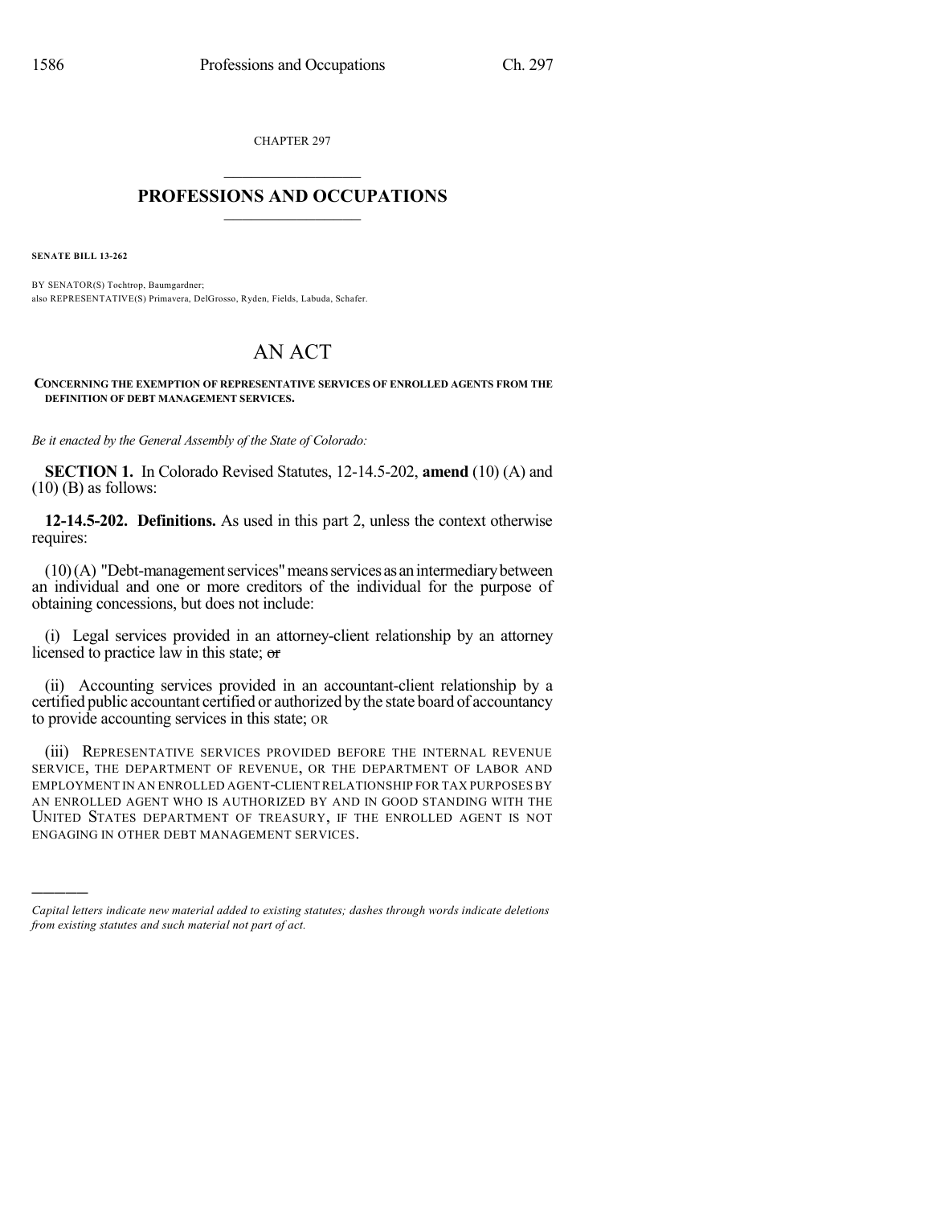CHAPTER 297

# PROFESSIONS AND OCCUPATIONS

**SENATE BILL 13-262**

BY SENATOR(S) Tochtrop, Baumgardner;
also REPRESENTATIVE(S) Primavera, DelGrosso, Ryden, Fields, Labuda, Schafer.

# AN ACT

**CONCERNING THE EXEMPTION OF REPRESENTATIVE SERVICES OF ENROLLED AGENTS FROM THE DEFINITION OF DEBT MANAGEMENT SERVICES.**

*Be it enacted by the General Assembly of the State of Colorado:*

**SECTION 1.** In Colorado Revised Statutes, 12-14.5-202, **amend** (10) (A) and (10) (B) as follows:

**12-14.5-202. Definitions.** As used in this part 2, unless the context otherwise requires:

(10) (A) "Debt-management services" means services as an intermediary between an individual and one or more creditors of the individual for the purpose of obtaining concessions, but does not include:

(i) Legal services provided in an attorney-client relationship by an attorney licensed to practice law in this state; ~~or~~

(ii) Accounting services provided in an accountant-client relationship by a certified public accountant certified or authorized by the state board of accountancy to provide accounting services in this state; OR

(iii) REPRESENTATIVE SERVICES PROVIDED BEFORE THE INTERNAL REVENUE SERVICE, THE DEPARTMENT OF REVENUE, OR THE DEPARTMENT OF LABOR AND EMPLOYMENT IN AN ENROLLED AGENT-CLIENT RELATIONSHIP FOR TAX PURPOSES BY AN ENROLLED AGENT WHO IS AUTHORIZED BY AND IN GOOD STANDING WITH THE UNITED STATES DEPARTMENT OF TREASURY, IF THE ENROLLED AGENT IS NOT ENGAGING IN OTHER DEBT MANAGEMENT SERVICES.

*Capital letters indicate new material added to existing statutes; dashes through words indicate deletions from existing statutes and such material not part of act.*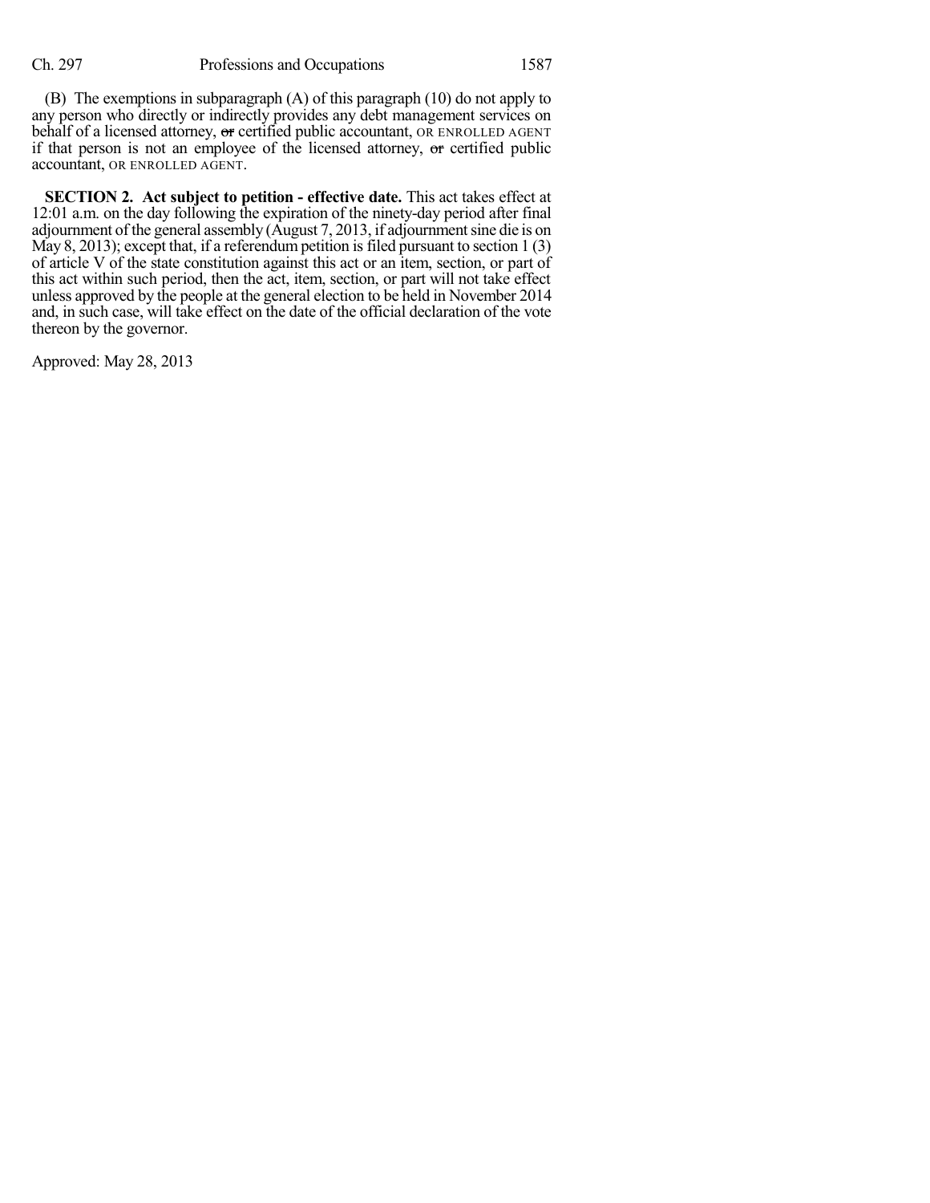(B) The exemptions in subparagraph (A) of this paragraph (10) do not apply to any person who directly or indirectly provides any debt management services on behalf of a licensed attorney, ~~or~~ certified public accountant, OR ENROLLED AGENT if that person is not an employee of the licensed attorney, ~~or~~ certified public accountant, OR ENROLLED AGENT.

**SECTION 2. Act subject to petition - effective date.** This act takes effect at 12:01 a.m. on the day following the expiration of the ninety-day period after final adjournment of the general assembly (August 7, 2013, if adjournment sine die is on May 8, 2013); except that, if a referendum petition is filed pursuant to section 1 (3) of article V of the state constitution against this act or an item, section, or part of this act within such period, then the act, item, section, or part will not take effect unless approved by the people at the general election to be held in November 2014 and, in such case, will take effect on the date of the official declaration of the vote thereon by the governor.

Approved: May 28, 2013